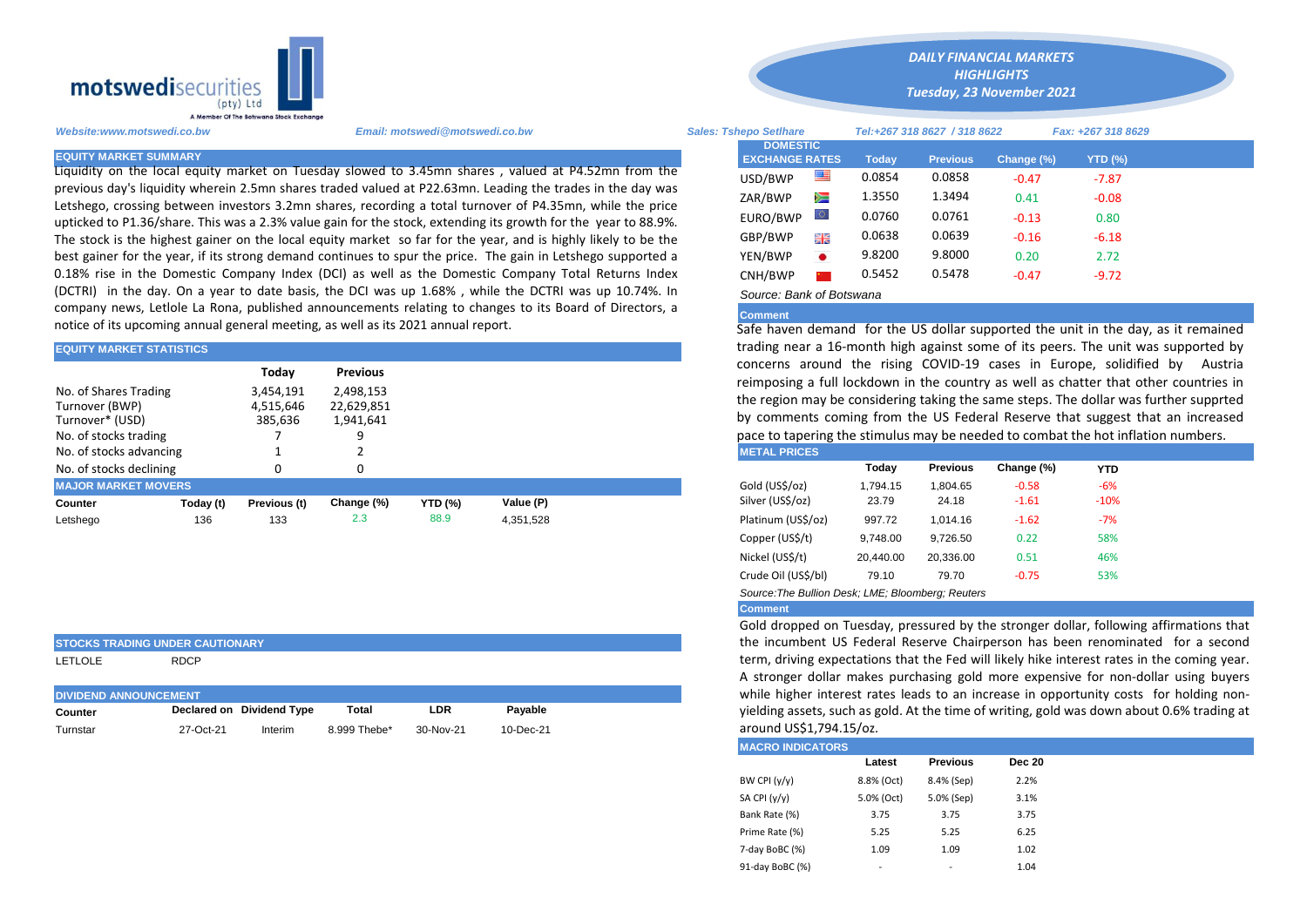**motswedisecurities** (pty) Ltd
A Member Of The Botswana Stock Exchange

## DAILY FINANCIAL MARKETS HIGHLIGHTS
**Tuesday, 23 November 2021**

*Website:www.motswedi.co.bw* *Email: motswedi@motswedi.co.bw* *Sales: Tshepo Setlhare* *Tel:+267 318 8627 / 318 8622* *Fax: +267 318 8629*

### EQUITY MARKET SUMMARY

Liquidity on the local equity market on Tuesday slowed to 3.45mn shares , valued at P4.52mn from the previous day's liquidity wherein 2.5mn shares traded valued at P22.63mn. Leading the trades in the day was Letshego, crossing between investors 3.2mn shares, recording a total turnover of P4.35mn, while the price upticked to P1.36/share. This was a 2.3% value gain for the stock, extending its growth for the year to 88.9%. The stock is the highest gainer on the local equity market so far for the year, and is highly likely to be the best gainer for the year, if its strong demand continues to spur the price. The gain in Letshego supported a 0.18% rise in the Domestic Company Index (DCI) as well as the Domestic Company Total Returns Index (DCTRI) in the day. On a year to date basis, the DCI was up 1.68% , while the DCTRI was up 10.74%. In company news, Letlole La Rona, published announcements relating to changes to its Board of Directors, a notice of its upcoming annual general meeting, as well as its 2021 annual report.

### EQUITY MARKET STATISTICS

| | Today | Previous |
|---|---|---|
| No. of Shares Trading | 3,454,191 | 2,498,153 |
| Turnover (BWP) | 4,515,646 | 22,629,851 |
| Turnover* (USD) | 385,636 | 1,941,641 |
| No. of stocks trading | 7 | 9 |
| No. of stocks advancing | 1 | 2 |
| No. of stocks declining | 0 | 0 |

### MAJOR MARKET MOVERS

| Counter | Today (t) | Previous (t) | Change (%) | YTD (%) | Value (P) |
|---|---|---|---|---|---|
| Letshego | 136 | 133 | 2.3 | 88.9 | 4,351,528 |

### STOCKS TRADING UNDER CAUTIONARY

LETLOLE RDCP

### DIVIDEND ANNOUNCEMENT

| Counter | Declared on | Dividend Type | Total | LDR | Payable |
|---|---|---|---|---|---|
| Turnstar | 27-Oct-21 | Interim | 8.999 Thebe* | 30-Nov-21 | 10-Dec-21 |

### DOMESTIC EXCHANGE RATES

| DOMESTIC EXCHANGE RATES | Today | Previous | Change (%) | YTD (%) |
|---|---|---|---|---|
| USD/BWP | 0.0854 | 0.0858 | -0.47 | -7.87 |
| ZAR/BWP | 1.3550 | 1.3494 | 0.41 | -0.08 |
| EURO/BWP | 0.0760 | 0.0761 | -0.13 | 0.80 |
| GBP/BWP | 0.0638 | 0.0639 | -0.16 | -6.18 |
| YEN/BWP | 9.8200 | 9.8000 | 0.20 | 2.72 |
| CNH/BWP | 0.5452 | 0.5478 | -0.47 | -9.72 |

*Source: Bank of Botswana*

**Comment**

Safe haven demand for the US dollar supported the unit in the day, as it remained trading near a 16-month high against some of its peers. The unit was supported by concerns around the rising COVID-19 cases in Europe, solidified by Austria reimposing a full lockdown in the country as well as chatter that other countries in the region may be considering taking the same steps. The dollar was further supprted by comments coming from the US Federal Reserve that suggest that an increased pace to tapering the stimulus may be needed to combat the hot inflation numbers.

### METAL PRICES

| | Today | Previous | Change (%) | YTD |
|---|---|---|---|---|
| Gold (US$/oz) | 1,794.15 | 1,804.65 | -0.58 | -6% |
| Silver (US$/oz) | 23.79 | 24.18 | -1.61 | -10% |
| Platinum (US$/oz) | 997.72 | 1,014.16 | -1.62 | -7% |
| Copper (US$/t) | 9,748.00 | 9,726.50 | 0.22 | 58% |
| Nickel (US$/t) | 20,440.00 | 20,336.00 | 0.51 | 46% |
| Crude Oil (US$/bl) | 79.10 | 79.70 | -0.75 | 53% |

*Source:The Bullion Desk; LME; Bloomberg; Reuters*

**Comment**

Gold dropped on Tuesday, pressured by the stronger dollar, following affirmations that the incumbent US Federal Reserve Chairperson has been renominated for a second term, driving expectations that the Fed will likely hike interest rates in the coming year. A stronger dollar makes purchasing gold more expensive for non-dollar using buyers while higher interest rates leads to an increase in opportunity costs for holding non-yielding assets, such as gold. At the time of writing, gold was down about 0.6% trading at around US$1,794.15/oz.

### MACRO INDICATORS

| | Latest | Previous | Dec 20 |
|---|---|---|---|
| BW CPI (y/y) | 8.8% (Oct) | 8.4% (Sep) | 2.2% |
| SA CPI (y/y) | 5.0% (Oct) | 5.0% (Sep) | 3.1% |
| Bank Rate (%) | 3.75 | 3.75 | 3.75 |
| Prime Rate (%) | 5.25 | 5.25 | 6.25 |
| 7-day BoBC (%) | 1.09 | 1.09 | 1.02 |
| 91-day BoBC (%) | - | - | 1.04 |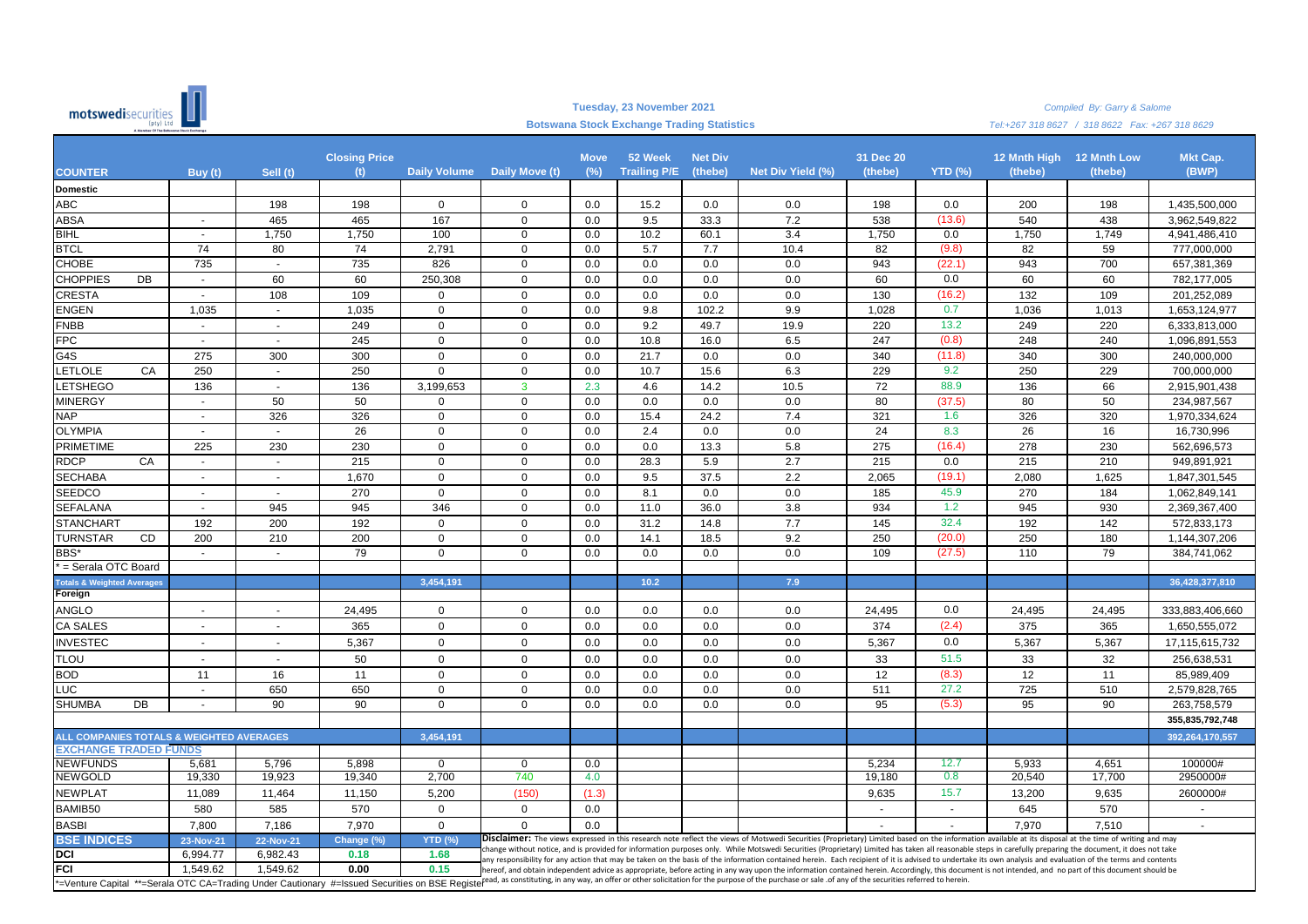motswedisecurities (pty) Ltd

**Tuesday, 23 November 2021**

**Botswana Stock Exchange Trading Statistics**

*Compiled By: Garry & Salome*

*Tel:+267 318 8627 / 318 8622 Fax: +267 318 8629*

| COUNTER | | Buy (t) | Sell (t) | Closing Price (t) | Daily Volume | Daily Move (t) | Move (%) | 52 Week Trailing P/E | Net Div (thebe) | Net Div Yield (%) | 31 Dec 20 (thebe) | YTD (%) | 12 Mnth High (thebe) | 12 Mnth Low (thebe) | Mkt Cap. (BWP) |
|---|---|---|---|---|---|---|---|---|---|---|---|---|---|---|---|
| **Domestic** | | | | | | | | | | | | | | | |
| ABC | | | 198 | 198 | 0 | 0 | 0.0 | 15.2 | 0.0 | 0.0 | 198 | 0.0 | 200 | 198 | 1,435,500,000 |
| ABSA | | - | 465 | 465 | 167 | 0 | 0.0 | 9.5 | 33.3 | 7.2 | 538 | (13.6) | 540 | 438 | 3,962,549,822 |
| BIHL | | - | 1,750 | 1,750 | 100 | 0 | 0.0 | 10.2 | 60.1 | 3.4 | 1,750 | 0.0 | 1,750 | 1,749 | 4,941,486,410 |
| BTCL | | 74 | 80 | 74 | 2,791 | 0 | 0.0 | 5.7 | 7.7 | 10.4 | 82 | (9.8) | 82 | 59 | 777,000,000 |
| CHOBE | | 735 | - | 735 | 826 | 0 | 0.0 | 0.0 | 0.0 | 0.0 | 943 | (22.1) | 943 | 700 | 657,381,369 |
| CHOPPIES | DB | - | 60 | 60 | 250,308 | 0 | 0.0 | 0.0 | 0.0 | 0.0 | 60 | 0.0 | 60 | 60 | 782,177,005 |
| CRESTA | | - | 108 | 109 | 0 | 0 | 0.0 | 0.0 | 0.0 | 0.0 | 130 | (16.2) | 132 | 109 | 201,252,089 |
| ENGEN | | 1,035 | - | 1,035 | 0 | 0 | 0.0 | 9.8 | 102.2 | 9.9 | 1,028 | 0.7 | 1,036 | 1,013 | 1,653,124,977 |
| FNBB | | - | - | 249 | 0 | 0 | 0.0 | 9.2 | 49.7 | 19.9 | 220 | 13.2 | 249 | 220 | 6,333,813,000 |
| FPC | | - | - | 245 | 0 | 0 | 0.0 | 10.8 | 16.0 | 6.5 | 247 | (0.8) | 248 | 240 | 1,096,891,553 |
| G4S | | 275 | 300 | 300 | 0 | 0 | 0.0 | 21.7 | 0.0 | 0.0 | 340 | (11.8) | 340 | 300 | 240,000,000 |
| LETLOLE | CA | 250 | - | 250 | 0 | 0 | 0.0 | 10.7 | 15.6 | 6.3 | 229 | 9.2 | 250 | 229 | 700,000,000 |
| LETSHEGO | | 136 | - | 136 | 3,199,653 | 3 | 2.3 | 4.6 | 14.2 | 10.5 | 72 | 88.9 | 136 | 66 | 2,915,901,438 |
| MINERGY | | - | 50 | 50 | 0 | 0 | 0.0 | 0.0 | 0.0 | 0.0 | 80 | (37.5) | 80 | 50 | 234,987,567 |
| NAP | | - | 326 | 326 | 0 | 0 | 0.0 | 15.4 | 24.2 | 7.4 | 321 | 1.6 | 326 | 320 | 1,970,334,624 |
| OLYMPIA | | - | - | 26 | 0 | 0 | 0.0 | 2.4 | 0.0 | 0.0 | 24 | 8.3 | 26 | 16 | 16,730,996 |
| PRIMETIME | | 225 | 230 | 230 | 0 | 0 | 0.0 | 0.0 | 13.3 | 5.8 | 275 | (16.4) | 278 | 230 | 562,696,573 |
| RDCP | CA | - | - | 215 | 0 | 0 | 0.0 | 28.3 | 5.9 | 2.7 | 215 | 0.0 | 215 | 210 | 949,891,921 |
| SECHABA | | - | - | 1,670 | 0 | 0 | 0.0 | 9.5 | 37.5 | 2.2 | 2,065 | (19.1) | 2,080 | 1,625 | 1,847,301,545 |
| SEEDCO | | - | - | 270 | 0 | 0 | 0.0 | 8.1 | 0.0 | 0.0 | 185 | 45.9 | 270 | 184 | 1,062,849,141 |
| SEFALANA | | - | 945 | 945 | 346 | 0 | 0.0 | 11.0 | 36.0 | 3.8 | 934 | 1.2 | 945 | 930 | 2,369,367,400 |
| STANCHART | | 192 | 200 | 192 | 0 | 0 | 0.0 | 31.2 | 14.8 | 7.7 | 145 | 32.4 | 192 | 142 | 572,833,173 |
| TURNSTAR | CD | 200 | 210 | 200 | 0 | 0 | 0.0 | 14.1 | 18.5 | 9.2 | 250 | (20.0) | 250 | 180 | 1,144,307,206 |
| BBS* | | - | - | 79 | 0 | 0 | 0.0 | 0.0 | 0.0 | 0.0 | 109 | (27.5) | 110 | 79 | 384,741,062 |
| * = Serala OTC Board | | | | | | | | | | | | | | | |
| **Totals & Weighted Averages** | | | | | **3,454,191** | | | **10.2** | | **7.9** | | | | | **36,428,377,810** |
| **Foreign** | | | | | | | | | | | | | | | |
| ANGLO | | - | - | 24,495 | 0 | 0 | 0.0 | 0.0 | 0.0 | 0.0 | 24,495 | 0.0 | 24,495 | 24,495 | 333,883,406,660 |
| CA SALES | | - | - | 365 | 0 | 0 | 0.0 | 0.0 | 0.0 | 0.0 | 374 | (2.4) | 375 | 365 | 1,650,555,072 |
| INVESTEC | | - | - | 5,367 | 0 | 0 | 0.0 | 0.0 | 0.0 | 0.0 | 5,367 | 0.0 | 5,367 | 5,367 | 17,115,615,732 |
| TLOU | | - | - | 50 | 0 | 0 | 0.0 | 0.0 | 0.0 | 0.0 | 33 | 51.5 | 33 | 32 | 256,638,531 |
| BOD | | 11 | 16 | 11 | 0 | 0 | 0.0 | 0.0 | 0.0 | 0.0 | 12 | (8.3) | 12 | 11 | 85,989,409 |
| LUC | | - | 650 | 650 | 0 | 0 | 0.0 | 0.0 | 0.0 | 0.0 | 511 | 27.2 | 725 | 510 | 2,579,828,765 |
| SHUMBA | DB | - | 90 | 90 | 0 | 0 | 0.0 | 0.0 | 0.0 | 0.0 | 95 | (5.3) | 95 | 90 | 263,758,579 |
| | | | | | | | | | | | | | | | **355,835,792,748** |
| **ALL COMPANIES TOTALS & WEIGHTED AVERAGES** | | | | | **3,454,191** | | | | | | | | | | **392,264,170,557** |
| **EXCHANGE TRADED FUNDS** | | | | | | | | | | | | | | | |
| NEWFUNDS | | 5,681 | 5,796 | 5,898 | 0 | 0 | 0.0 | | | | 5,234 | 12.7 | 5,933 | 4,651 | 100000# |
| NEWGOLD | | 19,330 | 19,923 | 19,340 | 2,700 | 740 | 4.0 | | | | 19,180 | 0.8 | 20,540 | 17,700 | 2950000# |
| NEWPLAT | | 11,089 | 11,464 | 11,150 | 5,200 | (150) | (1.3) | | | | 9,635 | 15.7 | 13,200 | 9,635 | 2600000# |
| BAMIB50 | | 580 | 585 | 570 | 0 | 0 | 0.0 | | | | - | - | 645 | 570 | - |
| BASBI | | 7,800 | 7,186 | 7,970 | 0 | 0 | 0.0 | | | | - | - | 7,970 | 7,510 | - |

| BSE INDICES | 23-Nov-21 | 22-Nov-21 | Change (%) | YTD (%) |
|---|---|---|---|---|
| DCI | 6,994.77 | 6,982.43 | 0.18 | 1.68 |
| FCI | 1,549.62 | 1,549.62 | 0.00 | 0.15 |

*=Venture Capital **=Serala OTC CA=Trading Under Cautionary #=Issued Securities on BSE Register

**Disclaimer:** The views expressed in this research note reflect the views of Motswedi Securities (Proprietary) Limited based on the information available at its disposal at the time of writing and may change without notice, and is provided for information purposes only. While Motswedi Securities (Proprietary) Limited has taken all reasonable steps in carefully preparing the document, it does not take any responsibility for any action that may be taken on the basis of the information contained herein. Each recipient of it is advised to undertake its own analysis and evaluation of the terms and contents hereof, and obtain independent advice as appropriate, before acting in any way upon the information contained herein. Accordingly, this document is not intended, and no part of this document should be read, as constituting, in any way, an offer or other solicitation for the purpose of the purchase or sale .of any of the securities referred to herein.